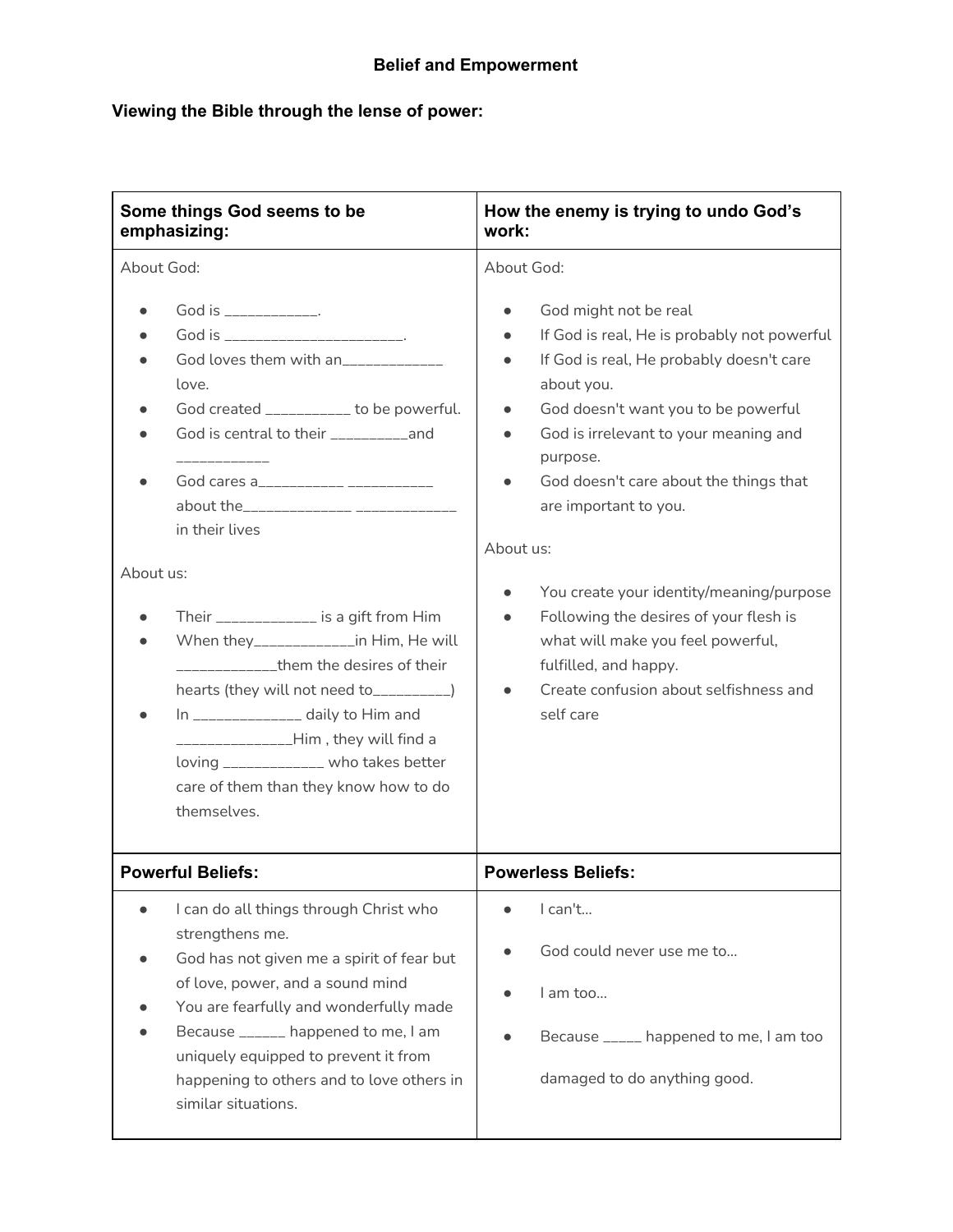# Belief and Empowerment

**Viewing the Bible through the lense of power:**

| **Some things God seems to be emphasizing:** | **How the enemy is trying to undo God's work:** |
|---|---|
| About God:<br><br>• God is ___________.<br>• God is ______________________.<br>• God loves them with an____________ love.<br>• God created __________ to be powerful.<br>• God is central to their _________and ___________<br>• God cares a__________ __________ about the_____________ ____________ in their lives<br><br>About us:<br><br>• Their ____________ is a gift from Him<br>• When they____________in Him, He will ____________them the desires of their hearts (they will not need to_________)<br>• In _____________ daily to Him and ______________Him , they will find a loving ____________ who takes better care of them than they know how to do themselves. | About God:<br><br>• God might not be real<br>• If God is real, He is probably not powerful<br>• If God is real, He probably doesn't care about you.<br>• God doesn't want you to be powerful<br>• God is irrelevant to your meaning and purpose.<br>• God doesn't care about the things that are important to you.<br><br>About us:<br><br>• You create your identity/meaning/purpose<br>• Following the desires of your flesh is what will make you feel powerful, fulfilled, and happy.<br>• Create confusion about selfishness and self care |
| **Powerful Beliefs:** | **Powerless Beliefs:** |
| • I can do all things through Christ who strengthens me.<br>• God has not given me a spirit of fear but of love, power, and a sound mind<br>• You are fearfully and wonderfully made<br>• Because ______ happened to me, I am uniquely equipped to prevent it from happening to others and to love others in similar situations. | • I can't...<br>• God could never use me to...<br>• I am too...<br>• Because _____ happened to me, I am too damaged to do anything good. |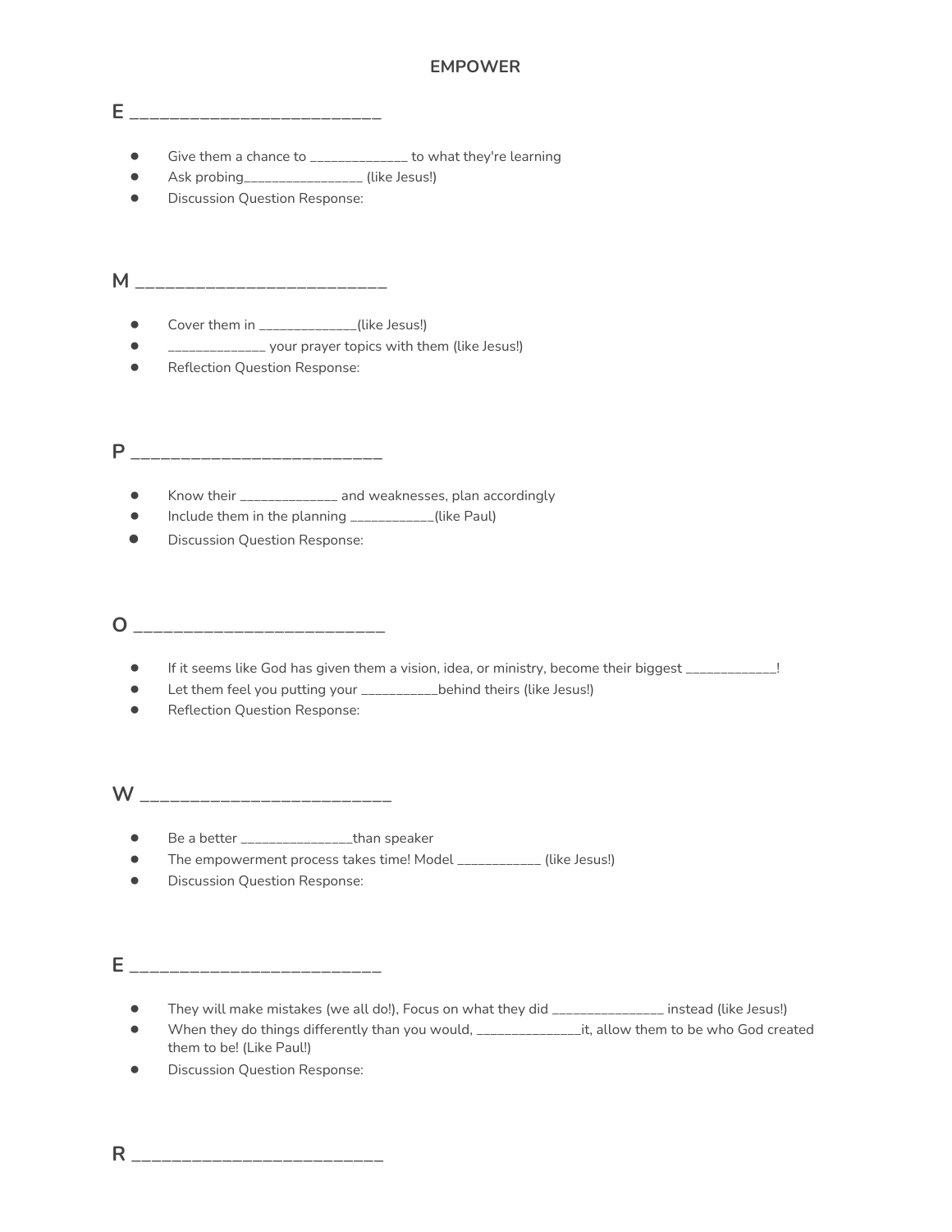# EMPOWER

## E ___________________________

- Give them a chance to _____________ to what they're learning
- Ask probing________________ (like Jesus!)
- Discussion Question Response:

## M ___________________________

- Cover them in _____________(like Jesus!)
- _____________ your prayer topics with them (like Jesus!)
- Reflection Question Response:

## P ___________________________

- Know their _____________ and weaknesses, plan accordingly
- Include them in the planning ____________(like Paul)
- Discussion Question Response:

## O ___________________________

- If it seems like God has given them a vision, idea, or ministry, become their biggest ____________!
- Let them feel you putting your ___________behind theirs (like Jesus!)
- Reflection Question Response:

## W ___________________________

- Be a better _______________than speaker
- The empowerment process takes time! Model ___________ (like Jesus!)
- Discussion Question Response:

## E ___________________________

- They will make mistakes (we all do!), Focus on what they did _______________ instead (like Jesus!)
- When they do things differently than you would, ______________it, allow them to be who God created them to be! (Like Paul!)
- Discussion Question Response:

## R ___________________________